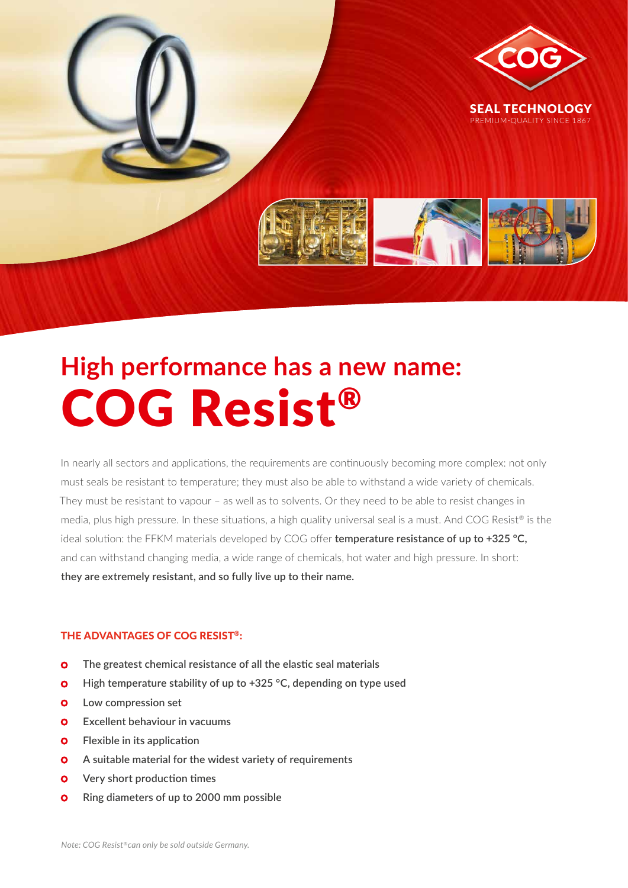SEAL TECHNOLOGY
PREMIUM-QUALITY SINCE 1867

# High performance has a new name:
# COG Resist®

In nearly all sectors and applications, the requirements are continuously becoming more complex: not only must seals be resistant to temperature; they must also be able to withstand a wide variety of chemicals. They must be resistant to vapour – as well as to solvents. Or they need to be able to resist changes in media, plus high pressure. In these situations, a high quality universal seal is a must. And COG Resist® is the ideal solution: the FFKM materials developed by COG offer **temperature resistance of up to +325 °C,** and can withstand changing media, a wide range of chemicals, hot water and high pressure. In short: **they are extremely resistant, and so fully live up to their name.**

### THE ADVANTAGES OF COG RESIST®:

- The greatest chemical resistance of all the elastic seal materials
- High temperature stability of up to +325 °C, depending on type used
- Low compression set
- Excellent behaviour in vacuums
- Flexible in its application
- A suitable material for the widest variety of requirements
- Very short production times
- Ring diameters of up to 2000 mm possible

*Note: COG Resist®can only be sold outside Germany.*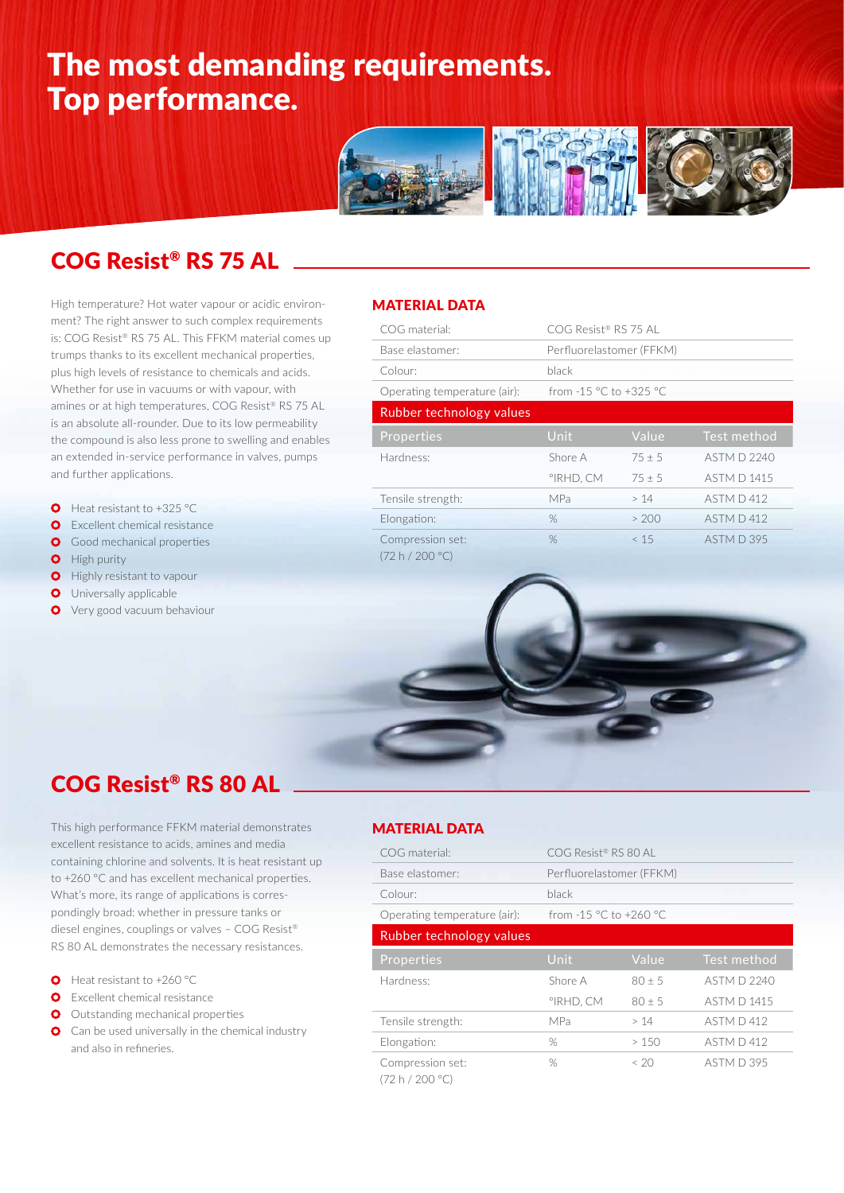# The most demanding requirements. Top performance.

## COG Resist® RS 75 AL

High temperature? Hot water vapour or acidic environment? The right answer to such complex requirements is: COG Resist® RS 75 AL. This FFKM material comes up trumps thanks to its excellent mechanical properties, plus high levels of resistance to chemicals and acids. Whether for use in vacuums or with vapour, with amines or at high temperatures, COG Resist® RS 75 AL is an absolute all-rounder. Due to its low permeability the compound is also less prone to swelling and enables an extended in-service performance in valves, pumps and further applications.

- Heat resistant to +325 °C
- Excellent chemical resistance
- Good mechanical properties
- High purity
- Highly resistant to vapour
- Universally applicable
- Very good vacuum behaviour

### MATERIAL DATA

| | |
|---|---|
| COG material: | COG Resist® RS 75 AL |
| Base elastomer: | Perfluorelastomer (FFKM) |
| Colour: | black |
| Operating temperature (air): | from -15 °C to +325 °C |

**Rubber technology values**

| Properties | Unit | Value | Test method |
|---|---|---|---|
| Hardness: | Shore A | 75 ± 5 | ASTM D 2240 |
| | °IRHD, CM | 75 ± 5 | ASTM D 1415 |
| Tensile strength: | MPa | > 14 | ASTM D 412 |
| Elongation: | % | > 200 | ASTM D 412 |
| Compression set: (72 h / 200 °C) | % | < 15 | ASTM D 395 |

## COG Resist® RS 80 AL

This high performance FFKM material demonstrates excellent resistance to acids, amines and media containing chlorine and solvents. It is heat resistant up to +260 °C and has excellent mechanical properties. What's more, its range of applications is correspondingly broad: whether in pressure tanks or diesel engines, couplings or valves – COG Resist® RS 80 AL demonstrates the necessary resistances.

- Heat resistant to +260 °C
- Excellent chemical resistance
- Outstanding mechanical properties
- Can be used universally in the chemical industry and also in refineries.

### MATERIAL DATA

| | |
|---|---|
| COG material: | COG Resist® RS 80 AL |
| Base elastomer: | Perfluorelastomer (FFKM) |
| Colour: | black |
| Operating temperature (air): | from -15 °C to +260 °C |

**Rubber technology values**

| Properties | Unit | Value | Test method |
|---|---|---|---|
| Hardness: | Shore A | 80 ± 5 | ASTM D 2240 |
| | °IRHD, CM | 80 ± 5 | ASTM D 1415 |
| Tensile strength: | MPa | > 14 | ASTM D 412 |
| Elongation: | % | > 150 | ASTM D 412 |
| Compression set: (72 h / 200 °C) | % | < 20 | ASTM D 395 |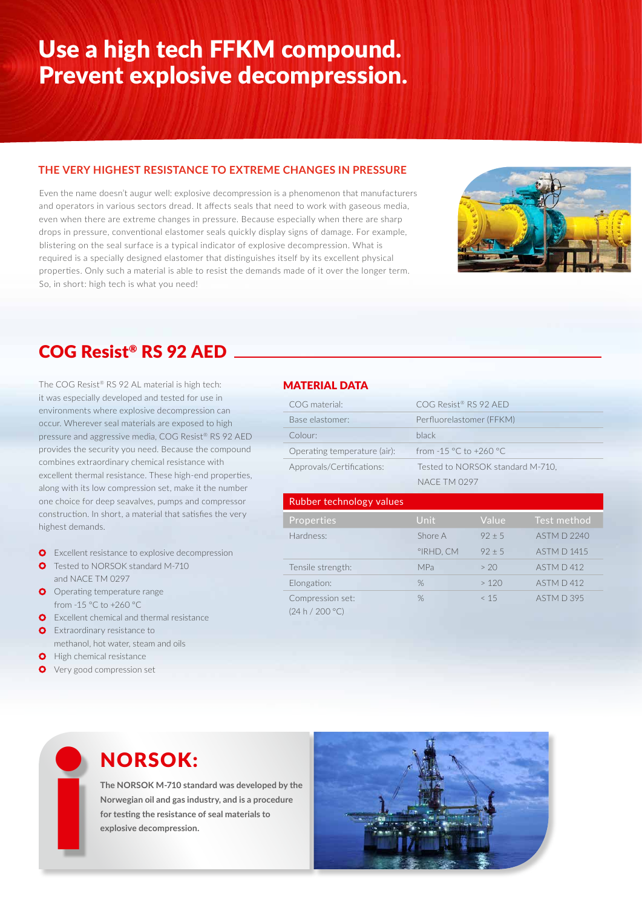# Use a high tech FFKM compound. Prevent explosive decompression.

## THE VERY HIGHEST RESISTANCE TO EXTREME CHANGES IN PRESSURE

Even the name doesn't augur well: explosive decompression is a phenomenon that manufacturers and operators in various sectors dread. It affects seals that need to work with gaseous media, even when there are extreme changes in pressure. Because especially when there are sharp drops in pressure, conventional elastomer seals quickly display signs of damage. For example, blistering on the seal surface is a typical indicator of explosive decompression. What is required is a specially designed elastomer that distinguishes itself by its excellent physical properties. Only such a material is able to resist the demands made of it over the longer term. So, in short: high tech is what you need!

## COG Resist® RS 92 AED

The COG Resist® RS 92 AL material is high tech: it was especially developed and tested for use in environments where explosive decompression can occur. Wherever seal materials are exposed to high pressure and aggressive media, COG Resist® RS 92 AED provides the security you need. Because the compound combines extraordinary chemical resistance with excellent thermal resistance. These high-end properties, along with its low compression set, make it the number one choice for deep seavalves, pumps and compressor construction. In short, a material that satisfies the very highest demands.

- Excellent resistance to explosive decompression
- Tested to NORSOK standard M-710 and NACE TM 0297
- Operating temperature range from -15 °C to +260 °C
- Excellent chemical and thermal resistance
- Extraordinary resistance to methanol, hot water, steam and oils
- High chemical resistance
- Very good compression set

### MATERIAL DATA

| | |
|---|---|
| COG material: | COG Resist® RS 92 AED |
| Base elastomer: | Perfluorelastomer (FFKM) |
| Colour: | black |
| Operating temperature (air): | from -15 °C to +260 °C |
| Approvals/Certifications: | Tested to NORSOK standard M-710, NACE TM 0297 |

**Rubber technology values**

| Properties | Unit | Value | Test method |
|---|---|---|---|
| Hardness: | Shore A | 92 ± 5 | ASTM D 2240 |
| | °IRHD, CM | 92 ± 5 | ASTM D 1415 |
| Tensile strength: | MPa | > 20 | ASTM D 412 |
| Elongation: | % | > 120 | ASTM D 412 |
| Compression set: (24 h / 200 °C) | % | < 15 | ASTM D 395 |

## NORSOK:

**The NORSOK M-710 standard was developed by the Norwegian oil and gas industry, and is a procedure for testing the resistance of seal materials to explosive decompression.**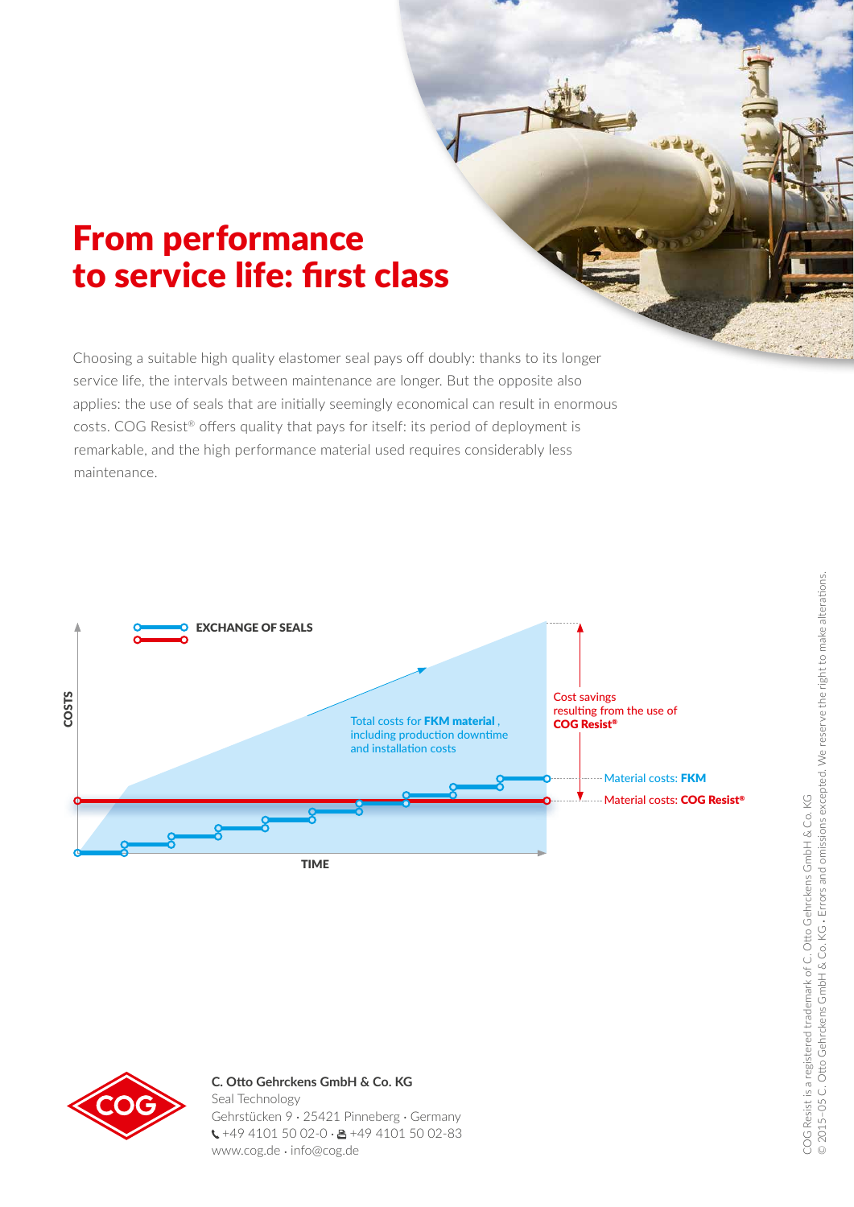# From performance to service life: first class

Choosing a suitable high quality elastomer seal pays off doubly: thanks to its longer service life, the intervals between maintenance are longer. But the opposite also applies: the use of seals that are initially seemingly economical can result in enormous costs. COG Resist® offers quality that pays for itself: its period of deployment is remarkable, and the high performance material used requires considerably less maintenance.

EXCHANGE OF SEALS

COSTS

TIME

Total costs for **FKM material**, including production downtime and installation costs

Cost savings resulting from the use of **COG Resist®**

Material costs: **FKM**

Material costs: **COG Resist®**

**C. Otto Gehrckens GmbH & Co. KG**
Seal Technology
Gehrstücken 9 · 25421 Pinneberg · Germany
+49 4101 50 02-0 · +49 4101 50 02-83
www.cog.de · info@cog.de

COG Resist is a registered trademark of C. Otto Gehrckens GmbH & Co. KG
© 2015-05 C. Otto Gehrckens GmbH & Co. KG · Errors and omissions excepted. We reserve the right to make alterations.